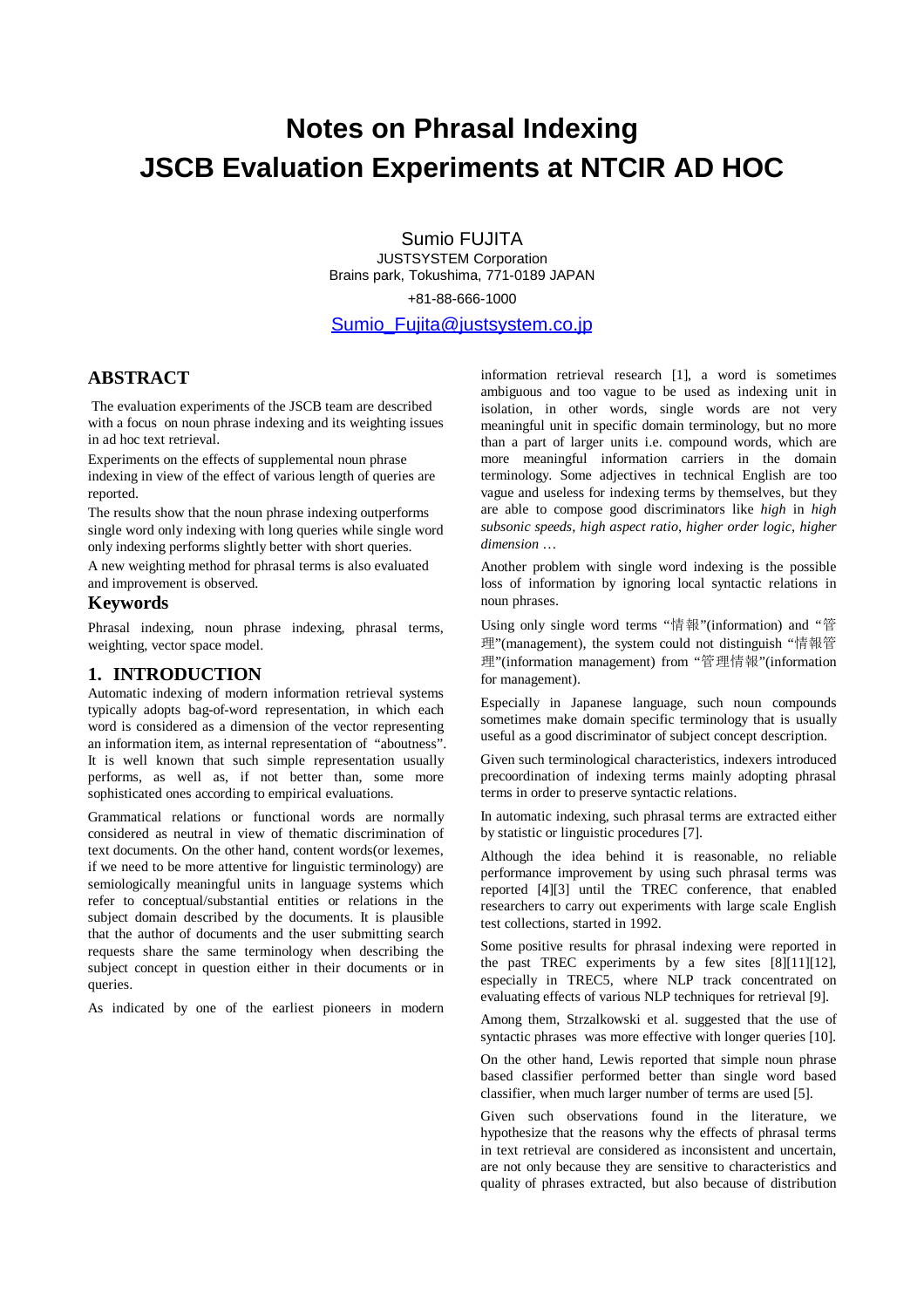# Notes on Phrasal Indexing JSCB Evaluation Experiments at NTCIR AD HOC

Sumio FUJITA
JUSTSYSTEM Corporation
Brains park, Tokushima, 771-0189 JAPAN
+81-88-666-1000
Sumio_Fujita@justsystem.co.jp

## ABSTRACT

The evaluation experiments of the JSCB team are described with a focus on noun phrase indexing and its weighting issues in ad hoc text retrieval.

Experiments on the effects of supplemental noun phrase indexing in view of the effect of various length of queries are reported.

The results show that the noun phrase indexing outperforms single word only indexing with long queries while single word only indexing performs slightly better with short queries.

A new weighting method for phrasal terms is also evaluated and improvement is observed.

## Keywords

Phrasal indexing, noun phrase indexing, phrasal terms, weighting, vector space model.

## 1. INTRODUCTION

Automatic indexing of modern information retrieval systems typically adopts bag-of-word representation, in which each word is considered as a dimension of the vector representing an information item, as internal representation of "aboutness". It is well known that such simple representation usually performs, as well as, if not better than, some more sophisticated ones according to empirical evaluations.

Grammatical relations or functional words are normally considered as neutral in view of thematic discrimination of text documents. On the other hand, content words(or lexemes, if we need to be more attentive for linguistic terminology) are semiologically meaningful units in language systems which refer to conceptual/substantial entities or relations in the subject domain described by the documents. It is plausible that the author of documents and the user submitting search requests share the same terminology when describing the subject concept in question either in their documents or in queries.

As indicated by one of the earliest pioneers in modern information retrieval research [1], a word is sometimes ambiguous and too vague to be used as indexing unit in isolation, in other words, single words are not very meaningful unit in specific domain terminology, but no more than a part of larger units i.e. compound words, which are more meaningful information carriers in the domain terminology. Some adjectives in technical English are too vague and useless for indexing terms by themselves, but they are able to compose good discriminators like *high* in *high subsonic speeds*, *high aspect ratio*, *higher order logic*, *higher dimension* …

Another problem with single word indexing is the possible loss of information by ignoring local syntactic relations in noun phrases.

Using only single word terms "情報"(information) and "管理"(management), the system could not distinguish "情報管理"(information management) from "管理情報"(information for management).

Especially in Japanese language, such noun compounds sometimes make domain specific terminology that is usually useful as a good discriminator of subject concept description.

Given such terminological characteristics, indexers introduced precoordination of indexing terms mainly adopting phrasal terms in order to preserve syntactic relations.

In automatic indexing, such phrasal terms are extracted either by statistic or linguistic procedures [7].

Although the idea behind it is reasonable, no reliable performance improvement by using such phrasal terms was reported [4][3] until the TREC conference, that enabled researchers to carry out experiments with large scale English test collections, started in 1992.

Some positive results for phrasal indexing were reported in the past TREC experiments by a few sites [8][11][12], especially in TREC5, where NLP track concentrated on evaluating effects of various NLP techniques for retrieval [9].

Among them, Strzalkowski et al. suggested that the use of syntactic phrases was more effective with longer queries [10].

On the other hand, Lewis reported that simple noun phrase based classifier performed better than single word based classifier, when much larger number of terms are used [5].

Given such observations found in the literature, we hypothesize that the reasons why the effects of phrasal terms in text retrieval are considered as inconsistent and uncertain, are not only because they are sensitive to characteristics and quality of phrases extracted, but also because of distribution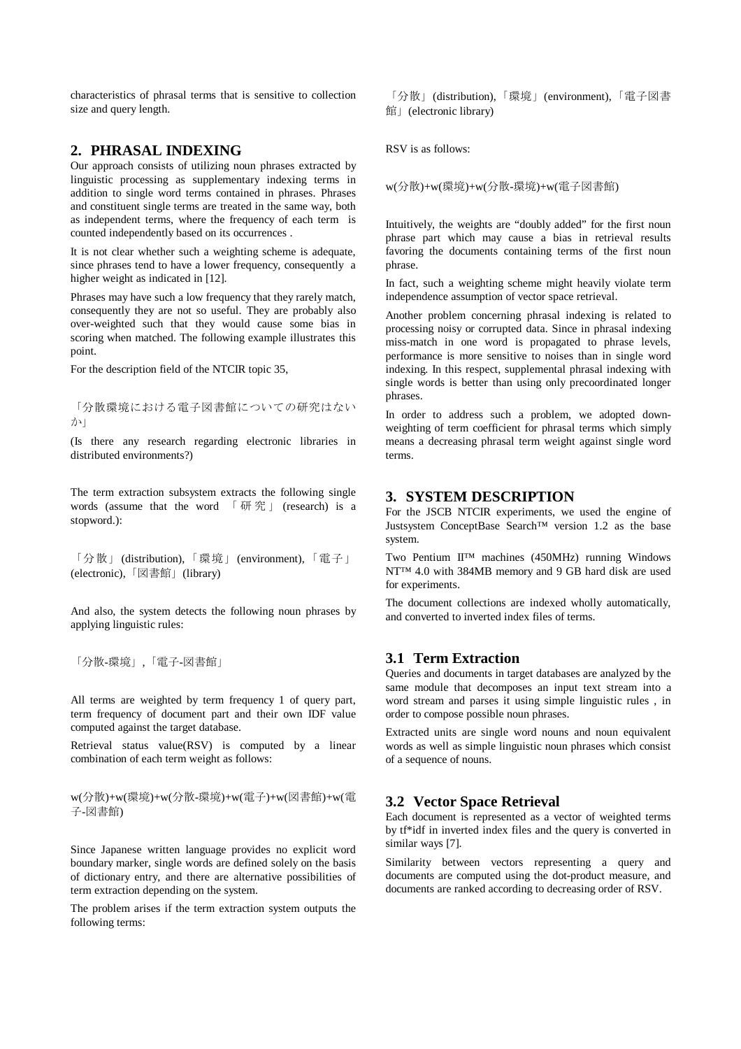characteristics of phrasal terms that is sensitive to collection size and query length.

## 2. PHRASAL INDEXING

Our approach consists of utilizing noun phrases extracted by linguistic processing as supplementary indexing terms in addition to single word terms contained in phrases. Phrases and constituent single terms are treated in the same way, both as independent terms, where the frequency of each term is counted independently based on its occurrences .

It is not clear whether such a weighting scheme is adequate, since phrases tend to have a lower frequency, consequently a higher weight as indicated in [12].

Phrases may have such a low frequency that they rarely match, consequently they are not so useful. They are probably also over-weighted such that they would cause some bias in scoring when matched. The following example illustrates this point.

For the description field of the NTCIR topic 35,

「分散環境における電子図書館についての研究はないか」

(Is there any research regarding electronic libraries in distributed environments?)

The term extraction subsystem extracts the following single words (assume that the word 「研究」 (research) is a stopword.):

「分散」(distribution),「環境」(environment),「電子」(electronic),「図書館」(library)

And also, the system detects the following noun phrases by applying linguistic rules:

「分散-環境」,「電子-図書館」

All terms are weighted by term frequency 1 of query part, term frequency of document part and their own IDF value computed against the target database.

Retrieval status value(RSV) is computed by a linear combination of each term weight as follows:

w(分散)+w(環境)+w(分散-環境)+w(電子)+w(図書館)+w(電子-図書館)

Since Japanese written language provides no explicit word boundary marker, single words are defined solely on the basis of dictionary entry, and there are alternative possibilities of term extraction depending on the system.

The problem arises if the term extraction system outputs the following terms:

「分散」(distribution),「環境」(environment),「電子図書館」(electronic library)

RSV is as follows:

w(分散)+w(環境)+w(分散-環境)+w(電子図書館)

Intuitively, the weights are "doubly added" for the first noun phrase part which may cause a bias in retrieval results favoring the documents containing terms of the first noun phrase.

In fact, such a weighting scheme might heavily violate term independence assumption of vector space retrieval.

Another problem concerning phrasal indexing is related to processing noisy or corrupted data. Since in phrasal indexing miss-match in one word is propagated to phrase levels, performance is more sensitive to noises than in single word indexing. In this respect, supplemental phrasal indexing with single words is better than using only precoordinated longer phrases.

In order to address such a problem, we adopted down-weighting of term coefficient for phrasal terms which simply means a decreasing phrasal term weight against single word terms.

## 3. SYSTEM DESCRIPTION

For the JSCB NTCIR experiments, we used the engine of Justsystem ConceptBase Search™ version 1.2 as the base system.

Two Pentium II™ machines (450MHz) running Windows NT™ 4.0 with 384MB memory and 9 GB hard disk are used for experiments.

The document collections are indexed wholly automatically, and converted to inverted index files of terms.

### 3.1 Term Extraction

Queries and documents in target databases are analyzed by the same module that decomposes an input text stream into a word stream and parses it using simple linguistic rules , in order to compose possible noun phrases.

Extracted units are single word nouns and noun equivalent words as well as simple linguistic noun phrases which consist of a sequence of nouns.

### 3.2 Vector Space Retrieval

Each document is represented as a vector of weighted terms by tf*idf in inverted index files and the query is converted in similar ways [7].

Similarity between vectors representing a query and documents are computed using the dot-product measure, and documents are ranked according to decreasing order of RSV.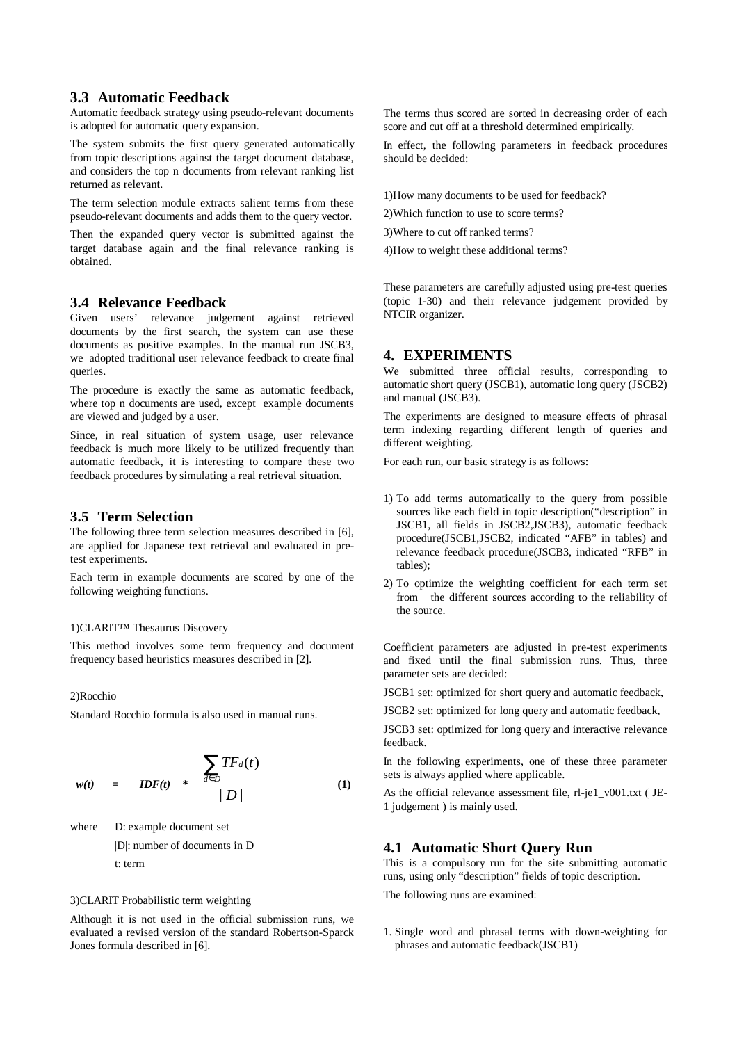### 3.3 Automatic Feedback

Automatic feedback strategy using pseudo-relevant documents is adopted for automatic query expansion.

The system submits the first query generated automatically from topic descriptions against the target document database, and considers the top n documents from relevant ranking list returned as relevant.

The term selection module extracts salient terms from these pseudo-relevant documents and adds them to the query vector.

Then the expanded query vector is submitted against the target database again and the final relevance ranking is obtained.

### 3.4 Relevance Feedback

Given users' relevance judgement against retrieved documents by the first search, the system can use these documents as positive examples. In the manual run JSCB3, we adopted traditional user relevance feedback to create final queries.

The procedure is exactly the same as automatic feedback, where top n documents are used, except example documents are viewed and judged by a user.

Since, in real situation of system usage, user relevance feedback is much more likely to be utilized frequently than automatic feedback, it is interesting to compare these two feedback procedures by simulating a real retrieval situation.

### 3.5 Term Selection

The following three term selection measures described in [6], are applied for Japanese text retrieval and evaluated in pre-test experiments.

Each term in example documents are scored by one of the following weighting functions.

1)CLARIT™ Thesaurus Discovery

This method involves some term frequency and document frequency based heuristics measures described in [2].

2)Rocchio

Standard Rocchio formula is also used in manual runs.

$$w(t) = IDF(t) * \frac{\sum_{d \in D} TF_d(t)}{|D|} \qquad \textbf{(1)}$$

where D: example document set

|D|: number of documents in D

t: term

3)CLARIT Probabilistic term weighting

Although it is not used in the official submission runs, we evaluated a revised version of the standard Robertson-Sparck Jones formula described in [6].

The terms thus scored are sorted in decreasing order of each score and cut off at a threshold determined empirically.

In effect, the following parameters in feedback procedures should be decided:

1)How many documents to be used for feedback?

2)Which function to use to score terms?

3)Where to cut off ranked terms?

4)How to weight these additional terms?

These parameters are carefully adjusted using pre-test queries (topic 1-30) and their relevance judgement provided by NTCIR organizer.

## 4. EXPERIMENTS

We submitted three official results, corresponding to automatic short query (JSCB1), automatic long query (JSCB2) and manual (JSCB3).

The experiments are designed to measure effects of phrasal term indexing regarding different length of queries and different weighting.

For each run, our basic strategy is as follows:

1) To add terms automatically to the query from possible sources like each field in topic description("description" in JSCB1, all fields in JSCB2,JSCB3), automatic feedback procedure(JSCB1,JSCB2, indicated "AFB" in tables) and relevance feedback procedure(JSCB3, indicated "RFB" in tables);
2) To optimize the weighting coefficient for each term set from the different sources according to the reliability of the source.

Coefficient parameters are adjusted in pre-test experiments and fixed until the final submission runs. Thus, three parameter sets are decided:

JSCB1 set: optimized for short query and automatic feedback,

JSCB2 set: optimized for long query and automatic feedback,

JSCB3 set: optimized for long query and interactive relevance feedback.

In the following experiments, one of these three parameter sets is always applied where applicable.

As the official relevance assessment file, rl-je1_v001.txt ( JE-1 judgement ) is mainly used.

### 4.1 Automatic Short Query Run

This is a compulsory run for the site submitting automatic runs, using only "description" fields of topic description.

The following runs are examined:

1. Single word and phrasal terms with down-weighting for phrases and automatic feedback(JSCB1)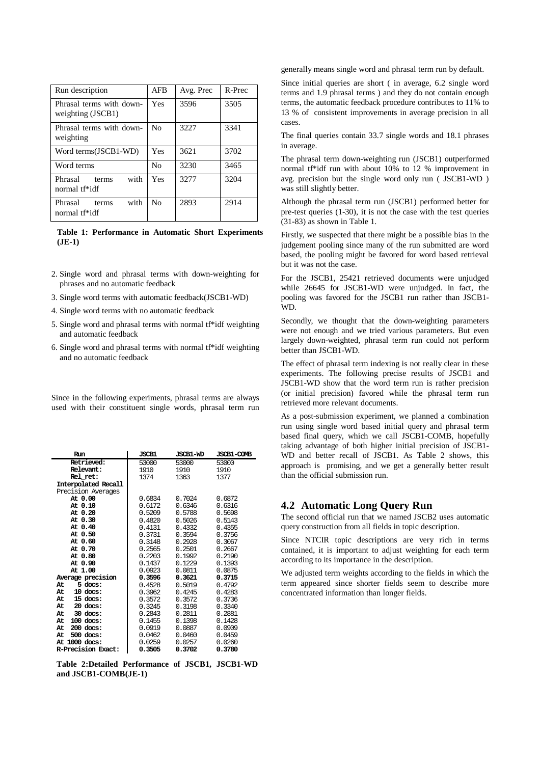| Run description | AFB | Avg. Prec | R-Prec |
| --- | --- | --- | --- |
| Phrasal terms with down-weighting (JSCB1) | Yes | 3596 | 3505 |
| Phrasal terms with down-weighting | No | 3227 | 3341 |
| Word terms(JSCB1-WD) | Yes | 3621 | 3702 |
| Word terms | No | 3230 | 3465 |
| Phrasal terms with normal tf*idf | Yes | 3277 | 3204 |
| Phrasal terms with normal tf*idf | No | 2893 | 2914 |

**Table 1: Performance in Automatic Short Experiments (JE-1)**

2. Single word and phrasal terms with down-weighting for phrases and no automatic feedback
3. Single word terms with automatic feedback(JSCB1-WD)
4. Single word terms with no automatic feedback
5. Single word and phrasal terms with normal tf*idf weighting and automatic feedback
6. Single word and phrasal terms with normal tf*idf weighting and no automatic feedback

Since in the following experiments, phrasal terms are always used with their constituent single words, phrasal term run generally means single word and phrasal term run by default.

Since initial queries are short ( in average, 6.2 single word terms and 1.9 phrasal terms ) and they do not contain enough terms, the automatic feedback procedure contributes to 11% to 13 % of consistent improvements in average precision in all cases.

The final queries contain 33.7 single words and 18.1 phrases in average.

The phrasal term down-weighting run (JSCB1) outperformed normal tf*idf run with about 10% to 12 % improvement in avg. precision but the single word only run ( JSCB1-WD ) was still slightly better.

Although the phrasal term run (JSCB1) performed better for pre-test queries (1-30), it is not the case with the test queries (31-83) as shown in Table 1.

Firstly, we suspected that there might be a possible bias in the judgement pooling since many of the run submitted are word based, the pooling might be favored for word based retrieval but it was not the case.

For the JSCB1, 25421 retrieved documents were unjudged while 26645 for JSCB1-WD were unjudged. In fact, the pooling was favored for the JSCB1 run rather than JSCB1-WD.

Secondly, we thought that the down-weighting parameters were not enough and we tried various parameters. But even largely down-weighted, phrasal term run could not perform better than JSCB1-WD.

The effect of phrasal term indexing is not really clear in these experiments. The following precise results of JSCB1 and JSCB1-WD show that the word term run is rather precision (or initial precision) favored while the phrasal term run retrieved more relevant documents.

As a post-submission experiment, we planned a combination run using single word based initial query and phrasal term based final query, which we call JSCB1-COMB, hopefully taking advantage of both higher initial precision of JSCB1-WD and better recall of JSCB1. As Table 2 shows, this approach is promising, and we get a generally better result than the official submission run.

| Run | JSCB1 | JSCB1-WD | JSCB1-COMB |
| --- | --- | --- | --- |
| **Retrieved:** | 53000 | 53000 | 53000 |
| **Relevant:** | 1910 | 1910 | 1910 |
| **Rel_ret:** | 1374 | 1363 | 1377 |
| **Interpolated Recall** | | | |
| Precision Averages | | | |
| **At 0.00** | 0.6834 | 0.7024 | 0.6872 |
| **At 0.10** | 0.6172 | 0.6346 | 0.6316 |
| **At 0.20** | 0.5209 | 0.5788 | 0.5698 |
| **At 0.30** | 0.4820 | 0.5026 | 0.5143 |
| **At 0.40** | 0.4131 | 0.4332 | 0.4355 |
| **At 0.50** | 0.3731 | 0.3594 | 0.3756 |
| **At 0.60** | 0.3148 | 0.2928 | 0.3067 |
| **At 0.70** | 0.2565 | 0.2501 | 0.2667 |
| **At 0.80** | 0.2203 | 0.1992 | 0.2190 |
| **At 0.90** | 0.1437 | 0.1229 | 0.1393 |
| **At 1.00** | 0.0923 | 0.0811 | 0.0875 |
| **Average precision** | **0.3596** | **0.3621** | **0.3715** |
| **At 5 docs:** | 0.4528 | 0.5019 | 0.4792 |
| **At 10 docs:** | 0.3962 | 0.4245 | 0.4283 |
| **At 15 docs:** | 0.3572 | 0.3572 | 0.3736 |
| **At 20 docs:** | 0.3245 | 0.3198 | 0.3340 |
| **At 30 docs:** | 0.2843 | 0.2811 | 0.2881 |
| **At 100 docs:** | 0.1455 | 0.1398 | 0.1428 |
| **At 200 docs:** | 0.0919 | 0.0887 | 0.0909 |
| **At 500 docs:** | 0.0462 | 0.0460 | 0.0459 |
| **At 1000 docs:** | 0.0259 | 0.0257 | 0.0260 |
| **R-Precision Exact:** | **0.3505** | **0.3702** | **0.3780** |

**Table 2:Detailed Performance of JSCB1, JSCB1-WD and JSCB1-COMB(JE-1)**

## 4.2 Automatic Long Query Run

The second official run that we named JSCB2 uses automatic query construction from all fields in topic description.

Since NTCIR topic descriptions are very rich in terms contained, it is important to adjust weighting for each term according to its importance in the description.

We adjusted term weights according to the fields in which the term appeared since shorter fields seem to describe more concentrated information than longer fields.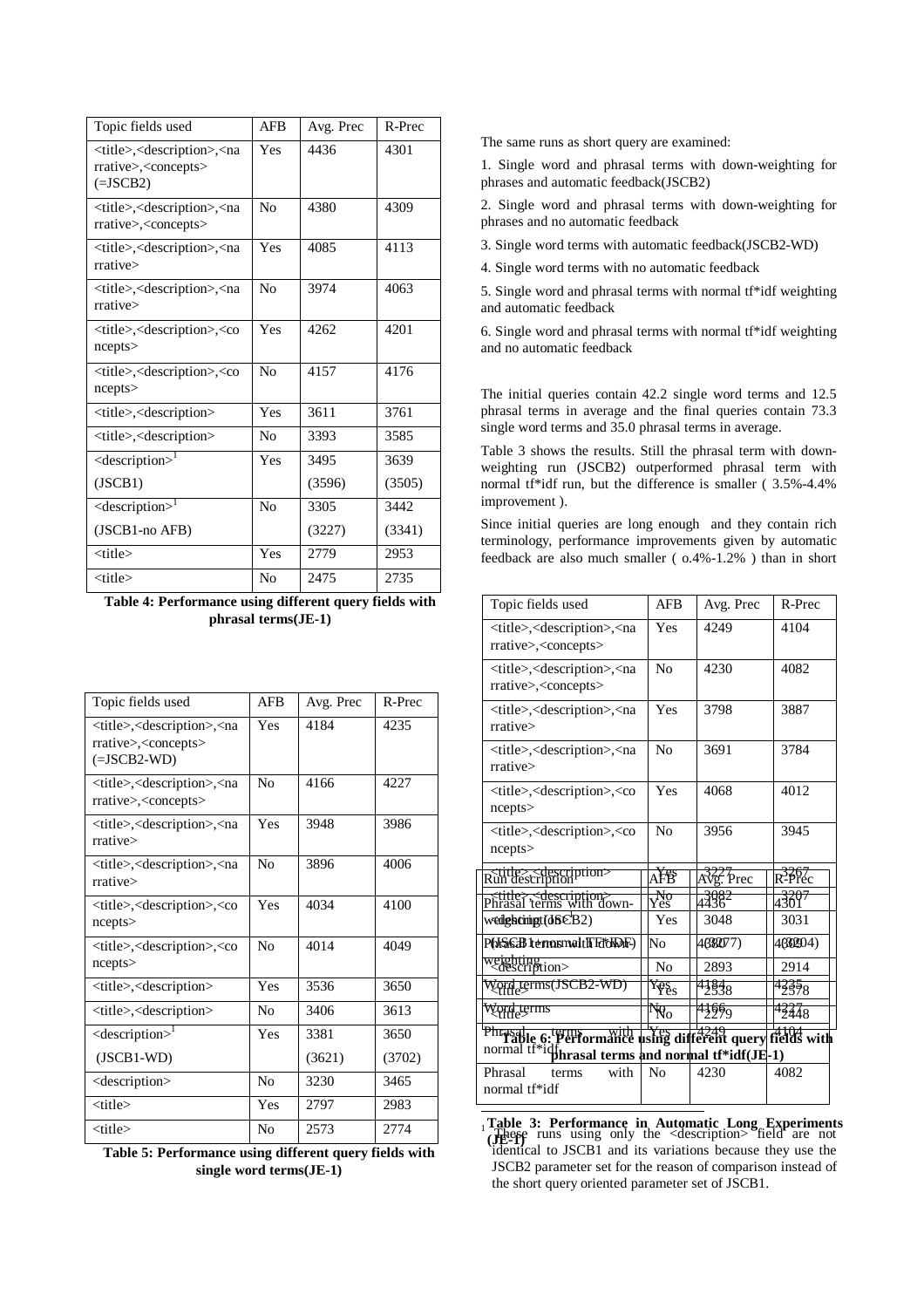| Topic fields used | AFB | Avg. Prec | R-Prec |
|---|---|---|---|
| <title>,<description>,<narrative>,<concepts> (=JSCB2) | Yes | 4436 | 4301 |
| <title>,<description>,<narrative>,<concepts> | No | 4380 | 4309 |
| <title>,<description>,<narrative> | Yes | 4085 | 4113 |
| <title>,<description>,<narrative> | No | 3974 | 4063 |
| <title>,<description>,<concepts> | Yes | 4262 | 4201 |
| <title>,<description>,<concepts> | No | 4157 | 4176 |
| <title>,<description> | Yes | 3611 | 3761 |
| <title>,<description> | No | 3393 | 3585 |
| <description>[1] (JSCB1) | Yes | 3495 (3596) | 3639 (3505) |
| <description>[1] (JSCB1-no AFB) | No | 3305 (3227) | 3442 (3341) |
| <title> | Yes | 2779 | 2953 |
| <title> | No | 2475 | 2735 |

**Table 4: Performance using different query fields with phrasal terms(JE-1)**

| Topic fields used | AFB | Avg. Prec | R-Prec |
|---|---|---|---|
| <title>,<description>,<narrative>,<concepts> (=JSCB2-WD) | Yes | 4184 | 4235 |
| <title>,<description>,<narrative>,<concepts> | No | 4166 | 4227 |
| <title>,<description>,<narrative> | Yes | 3948 | 3986 |
| <title>,<description>,<narrative> | No | 3896 | 4006 |
| <title>,<description>,<concepts> | Yes | 4034 | 4100 |
| <title>,<description>,<concepts> | No | 4014 | 4049 |
| <title>,<description> | Yes | 3536 | 3650 |
| <title>,<description> | No | 3406 | 3613 |
| <description>[1] (JSCB1-WD) | Yes | 3381 (3621) | 3650 (3702) |
| <description> | No | 3230 | 3465 |
| <title> | Yes | 2797 | 2983 |
| <title> | No | 2573 | 2774 |

**Table 5: Performance using different query fields with single word terms(JE-1)**

The same runs as short query are examined:

1. Single word and phrasal terms with down-weighting for phrases and automatic feedback(JSCB2)

2. Single word and phrasal terms with down-weighting for phrases and no automatic feedback

3. Single word terms with automatic feedback(JSCB2-WD)

4. Single word terms with no automatic feedback

5. Single word and phrasal terms with normal tf*idf weighting and automatic feedback

6. Single word and phrasal terms with normal tf*idf weighting and no automatic feedback

The initial queries contain 42.2 single word terms and 12.5 phrasal terms in average and the final queries contain 73.3 single word terms and 35.0 phrasal terms in average.

Table 3 shows the results. Still the phrasal term with down-weighting run (JSCB2) outperformed phrasal term with normal tf*idf run, but the difference is smaller ( 3.5%-4.4% improvement ).

Since initial queries are long enough and they contain rich terminology, performance improvements given by automatic feedback are also much smaller ( o.4%-1.2% ) than in short

| Topic fields used | AFB | Avg. Prec | R-Prec |
|---|---|---|---|
| <title>,<description>,<narrative>,<concepts> | Yes | 4249 | 4104 |
| <title>,<description>,<narrative>,<concepts> | No | 4230 | 4082 |
| <title>,<description>,<narrative> | Yes | 3798 | 3887 |
| <title>,<description>,<narrative> | No | 3691 | 3784 |
| <title>,<description>,<concepts> | Yes | 4068 | 4012 |
| <title>,<description>,<concepts> | No | 3956 | 3945 |
| <title>,<description> | Yes | 3227 | 3267 |
| <title>,<description> | No | 3082 | 3207 |
| <description>[1] | Yes | 3048 | 3031 |
| <description>[1] | No | 2893 | 2914 |
| <title> | Yes | 2538 | 2578 |
| <title> | No | 2279 | 2448 |

**Table 6: Performance using different query fields with phrasal terms and normal tf*idf(JE-1)**

| Run description | AFB | Avg. Prec | R-Prec |
|---|---|---|---|
| Phrasal terms with down-weighting (JSCB2) | Yes | 4436 | 4301 |
| Phrasal terms with down-weighting | No | 4380 | 4309 |
| Word terms(JSCB2-WD) | Yes | 4184 | 4235 |
| Word terms | No | 4166 | 4227 |
| Phrasal terms with normal tf*idf | Yes | 4249 | 4104 |
| Phrasal terms with normal tf*idf | No | 4230 | 4082 |

**Table 3: Performance in Automatic Long Experiments (JE-1)**

[1] These runs using only the <description> field are not identical to JSCB1 and its variations because they use the JSCB2 parameter set for the reason of comparison instead of the short query oriented parameter set of JSCB1.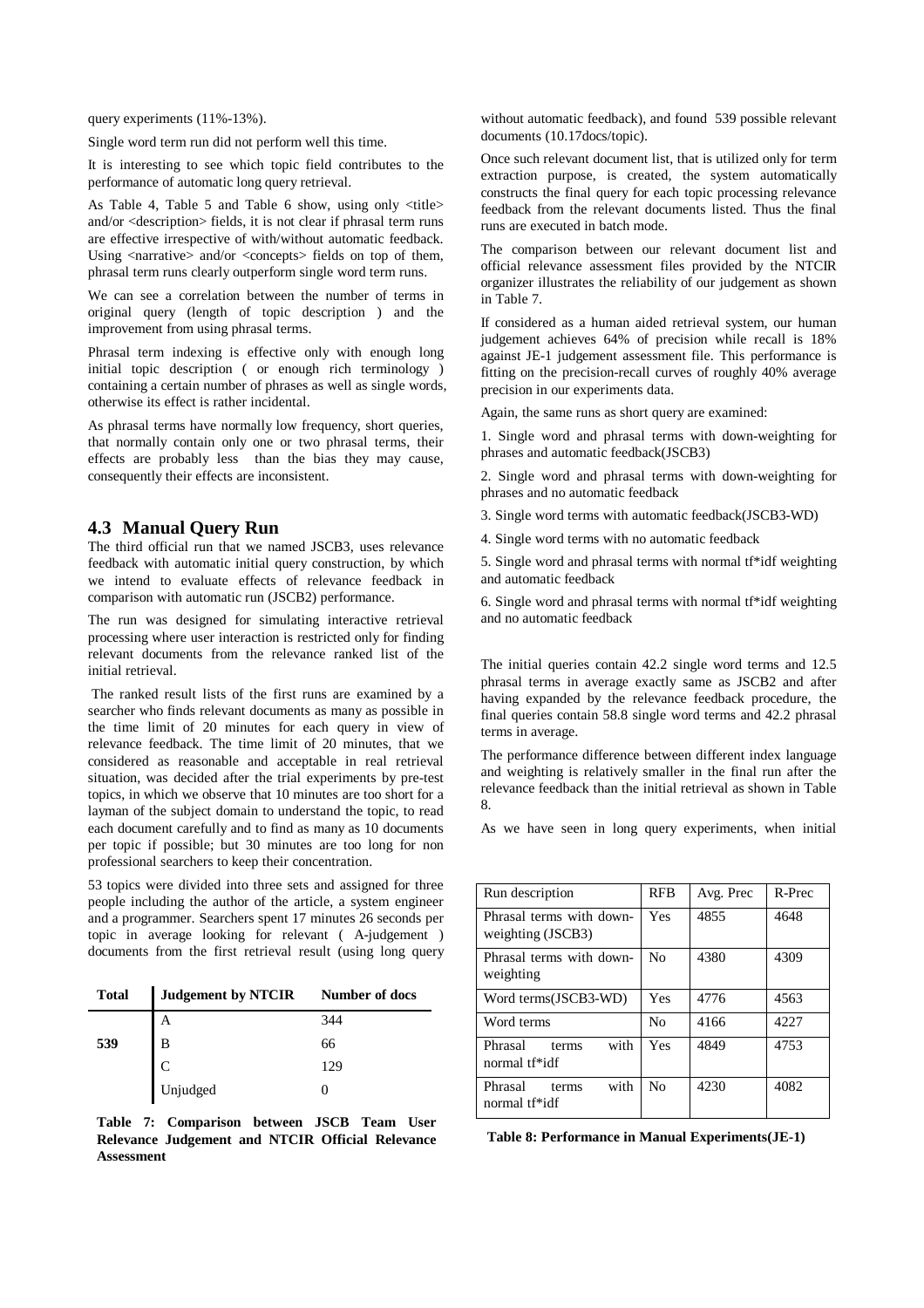query experiments (11%-13%).

Single word term run did not perform well this time.

It is interesting to see which topic field contributes to the performance of automatic long query retrieval.

As Table 4, Table 5 and Table 6 show, using only <title> and/or <description> fields, it is not clear if phrasal term runs are effective irrespective of with/without automatic feedback. Using <narrative> and/or <concepts> fields on top of them, phrasal term runs clearly outperform single word term runs.

We can see a correlation between the number of terms in original query (length of topic description ) and the improvement from using phrasal terms.

Phrasal term indexing is effective only with enough long initial topic description ( or enough rich terminology ) containing a certain number of phrases as well as single words, otherwise its effect is rather incidental.

As phrasal terms have normally low frequency, short queries, that normally contain only one or two phrasal terms, their effects are probably less than the bias they may cause, consequently their effects are inconsistent.

## 4.3 Manual Query Run

The third official run that we named JSCB3, uses relevance feedback with automatic initial query construction, by which we intend to evaluate effects of relevance feedback in comparison with automatic run (JSCB2) performance.

The run was designed for simulating interactive retrieval processing where user interaction is restricted only for finding relevant documents from the relevance ranked list of the initial retrieval.

The ranked result lists of the first runs are examined by a searcher who finds relevant documents as many as possible in the time limit of 20 minutes for each query in view of relevance feedback. The time limit of 20 minutes, that we considered as reasonable and acceptable in real retrieval situation, was decided after the trial experiments by pre-test topics, in which we observe that 10 minutes are too short for a layman of the subject domain to understand the topic, to read each document carefully and to find as many as 10 documents per topic if possible; but 30 minutes are too long for non professional searchers to keep their concentration.

53 topics were divided into three sets and assigned for three people including the author of the article, a system engineer and a programmer. Searchers spent 17 minutes 26 seconds per topic in average looking for relevant ( A-judgement ) documents from the first retrieval result (using long query without automatic feedback), and found 539 possible relevant documents (10.17docs/topic).

| Total | Judgement by NTCIR | Number of docs |
|---|---|---|
| 539 | A | 344 |
| | B | 66 |
| | C | 129 |
| | Unjudged | 0 |

**Table 7: Comparison between JSCB Team User Relevance Judgement and NTCIR Official Relevance Assessment**

Once such relevant document list, that is utilized only for term extraction purpose, is created, the system automatically constructs the final query for each topic processing relevance feedback from the relevant documents listed. Thus the final runs are executed in batch mode.

The comparison between our relevant document list and official relevance assessment files provided by the NTCIR organizer illustrates the reliability of our judgement as shown in Table 7.

If considered as a human aided retrieval system, our human judgement achieves 64% of precision while recall is 18% against JE-1 judgement assessment file. This performance is fitting on the precision-recall curves of roughly 40% average precision in our experiments data.

Again, the same runs as short query are examined:

1. Single word and phrasal terms with down-weighting for phrases and automatic feedback(JSCB3)

2. Single word and phrasal terms with down-weighting for phrases and no automatic feedback

3. Single word terms with automatic feedback(JSCB3-WD)

4. Single word terms with no automatic feedback

5. Single word and phrasal terms with normal tf*idf weighting and automatic feedback

6. Single word and phrasal terms with normal tf*idf weighting and no automatic feedback

The initial queries contain 42.2 single word terms and 12.5 phrasal terms in average exactly same as JSCB2 and after having expanded by the relevance feedback procedure, the final queries contain 58.8 single word terms and 42.2 phrasal terms in average.

The performance difference between different index language and weighting is relatively smaller in the final run after the relevance feedback than the initial retrieval as shown in Table 8.

As we have seen in long query experiments, when initial

| Run description | RFB | Avg. Prec | R-Prec |
|---|---|---|---|
| Phrasal terms with down-weighting (JSCB3) | Yes | 4855 | 4648 |
| Phrasal terms with down-weighting | No | 4380 | 4309 |
| Word terms(JSCB3-WD) | Yes | 4776 | 4563 |
| Word terms | No | 4166 | 4227 |
| Phrasal terms with normal tf*idf | Yes | 4849 | 4753 |
| Phrasal terms with normal tf*idf | No | 4230 | 4082 |

**Table 8: Performance in Manual Experiments(JE-1)**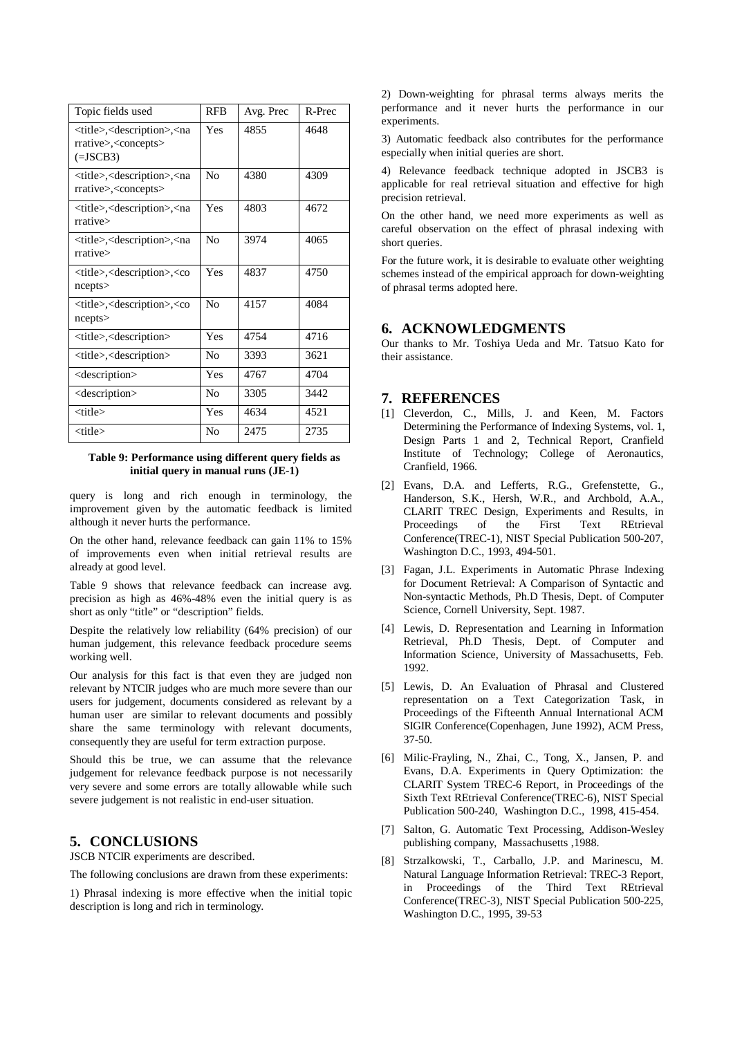| Topic fields used | RFB | Avg. Prec | R-Prec |
|---|---|---|---|
| <title>,<description>,<narrative>,<concepts> (=JSCB3) | Yes | 4855 | 4648 |
| <title>,<description>,<narrative>,<concepts> | No | 4380 | 4309 |
| <title>,<description>,<narrative> | Yes | 4803 | 4672 |
| <title>,<description>,<narrative> | No | 3974 | 4065 |
| <title>,<description>,<concepts> | Yes | 4837 | 4750 |
| <title>,<description>,<concepts> | No | 4157 | 4084 |
| <title>,<description> | Yes | 4754 | 4716 |
| <title>,<description> | No | 3393 | 3621 |
| <description> | Yes | 4767 | 4704 |
| <description> | No | 3305 | 3442 |
| <title> | Yes | 4634 | 4521 |
| <title> | No | 2475 | 2735 |

**Table 9: Performance using different query fields as initial query in manual runs (JE-1)**

query is long and rich enough in terminology, the improvement given by the automatic feedback is limited although it never hurts the performance.

On the other hand, relevance feedback can gain 11% to 15% of improvements even when initial retrieval results are already at good level.

Table 9 shows that relevance feedback can increase avg. precision as high as 46%-48% even the initial query is as short as only "title" or "description" fields.

Despite the relatively low reliability (64% precision) of our human judgement, this relevance feedback procedure seems working well.

Our analysis for this fact is that even they are judged non relevant by NTCIR judges who are much more severe than our users for judgement, documents considered as relevant by a human user are similar to relevant documents and possibly share the same terminology with relevant documents, consequently they are useful for term extraction purpose.

Should this be true, we can assume that the relevance judgement for relevance feedback purpose is not necessarily very severe and some errors are totally allowable while such severe judgement is not realistic in end-user situation.

## 5. CONCLUSIONS

JSCB NTCIR experiments are described.

The following conclusions are drawn from these experiments:

1) Phrasal indexing is more effective when the initial topic description is long and rich in terminology.

2) Down-weighting for phrasal terms always merits the performance and it never hurts the performance in our experiments.

3) Automatic feedback also contributes for the performance especially when initial queries are short.

4) Relevance feedback technique adopted in JSCB3 is applicable for real retrieval situation and effective for high precision retrieval.

On the other hand, we need more experiments as well as careful observation on the effect of phrasal indexing with short queries.

For the future work, it is desirable to evaluate other weighting schemes instead of the empirical approach for down-weighting of phrasal terms adopted here.

## 6. ACKNOWLEDGMENTS

Our thanks to Mr. Toshiya Ueda and Mr. Tatsuo Kato for their assistance.

## 7. REFERENCES

[1] Cleverdon, C., Mills, J. and Keen, M. Factors Determining the Performance of Indexing Systems, vol. 1, Design Parts 1 and 2, Technical Report, Cranfield Institute of Technology; College of Aeronautics, Cranfield, 1966.

[2] Evans, D.A. and Lefferts, R.G., Grefenstette, G., Handerson, S.K., Hersh, W.R., and Archbold, A.A., CLARIT TREC Design, Experiments and Results, in Proceedings of the First Text REtrieval Conference(TREC-1), NIST Special Publication 500-207, Washington D.C., 1993, 494-501.

[3] Fagan, J.L. Experiments in Automatic Phrase Indexing for Document Retrieval: A Comparison of Syntactic and Non-syntactic Methods, Ph.D Thesis, Dept. of Computer Science, Cornell University, Sept. 1987.

[4] Lewis, D. Representation and Learning in Information Retrieval, Ph.D Thesis, Dept. of Computer and Information Science, University of Massachusetts, Feb. 1992.

[5] Lewis, D. An Evaluation of Phrasal and Clustered representation on a Text Categorization Task, in Proceedings of the Fifteenth Annual International ACM SIGIR Conference(Copenhagen, June 1992), ACM Press, 37-50.

[6] Milic-Frayling, N., Zhai, C., Tong, X., Jansen, P. and Evans, D.A. Experiments in Query Optimization: the CLARIT System TREC-6 Report, in Proceedings of the Sixth Text REtrieval Conference(TREC-6), NIST Special Publication 500-240, Washington D.C., 1998, 415-454.

[7] Salton, G. Automatic Text Processing, Addison-Wesley publishing company, Massachusetts ,1988.

[8] Strzalkowski, T., Carballo, J.P. and Marinescu, M. Natural Language Information Retrieval: TREC-3 Report, in Proceedings of the Third Text REtrieval Conference(TREC-3), NIST Special Publication 500-225, Washington D.C., 1995, 39-53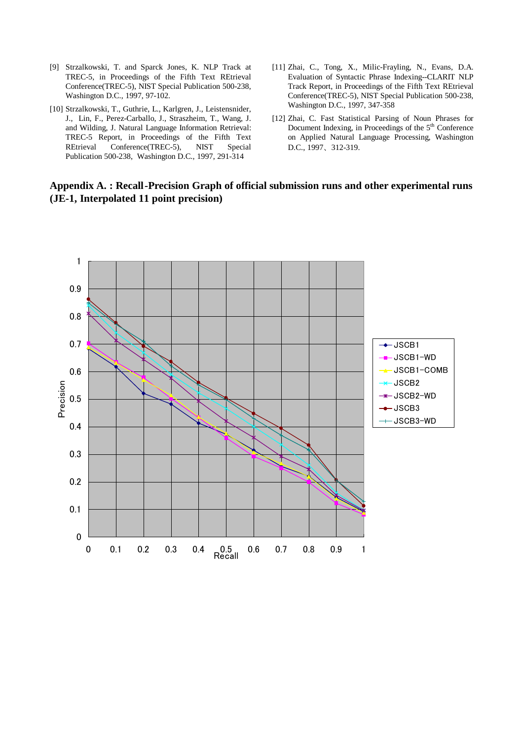[9] Strzalkowski, T. and Sparck Jones, K. NLP Track at TREC-5, in Proceedings of the Fifth Text REtrieval Conference(TREC-5), NIST Special Publication 500-238, Washington D.C., 1997, 97-102.

[10] Strzalkowski, T., Guthrie, L., Karlgren, J., Leistensnider, J., Lin, F., Perez-Carballo, J., Straszheim, T., Wang, J. and Wilding, J. Natural Language Information Retrieval: TREC-5 Report, in Proceedings of the Fifth Text REtrieval Conference(TREC-5), NIST Special Publication 500-238, Washington D.C., 1997, 291-314

[11] Zhai, C., Tong, X., Milic-Frayling, N., Evans, D.A. Evaluation of Syntactic Phrase Indexing--CLARIT NLP Track Report, in Proceedings of the Fifth Text REtrieval Conference(TREC-5), NIST Special Publication 500-238, Washington D.C., 1997, 347-358

[12] Zhai, C. Fast Statistical Parsing of Noun Phrases for Document Indexing, in Proceedings of the 5th Conference on Applied Natural Language Processing, Washington D.C., 1997、312-319.

## Appendix A. : Recall-Precision Graph of official submission runs and other experimental runs (JE-1, Interpolated 11 point precision)

Precision

1
0.9
0.8
0.7
0.6
0.5
0.4
0.3
0.2
0.1
0

0 0.1 0.2 0.3 0.4 0.5 0.6 0.7 0.8 0.9 1

Recall

JSCB1
JSCB1-WD
JSCB1-COMB
JSCB2
JSCB2-WD
JSCB3
JSCB3-WD